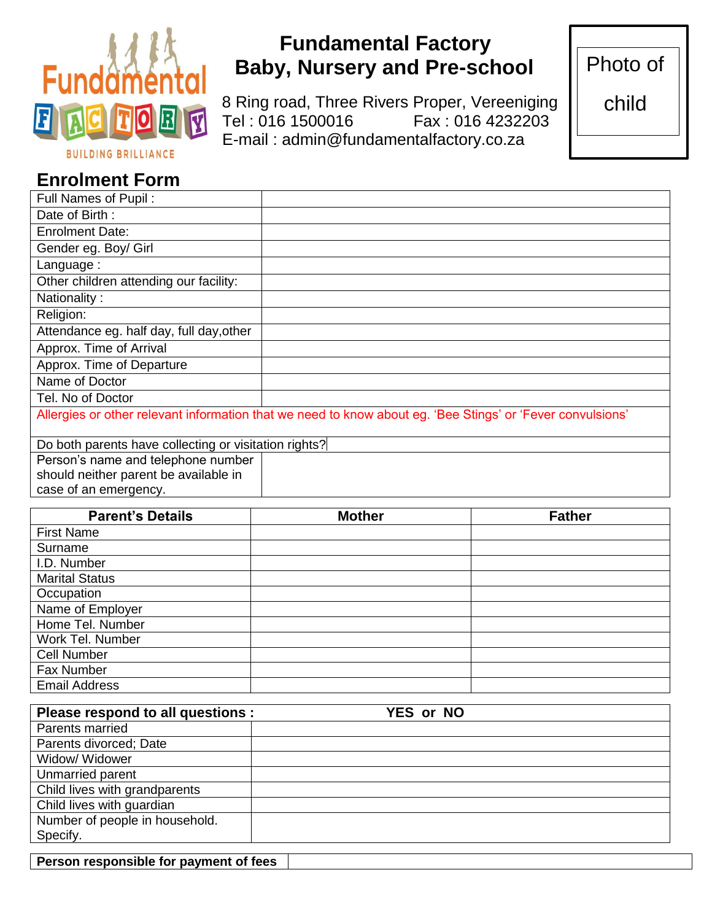# Fundamental Factory
## Baby, Nursery and Pre-school

8 Ring road, Three Rivers Proper, Vereeniging
Tel : 016 1500016 Fax : 016 4232203
E-mail : admin@fundamentalfactory.co.za

Photo of child

## Enrolment Form

| Full Names of Pupil : | |
|---|---|
| Date of Birth : | |
| Enrolment Date: | |
| Gender eg. Boy/ Girl | |
| Language : | |
| Other children attending our facility: | |
| Nationality : | |
| Religion: | |
| Attendance eg. half day, full day,other | |
| Approx. Time of Arrival | |
| Approx. Time of Departure | |
| Name of Doctor | |
| Tel. No of Doctor | |
| Allergies or other relevant information that we need to know about eg. 'Bee Stings' or 'Fever convulsions' | |
| Do both parents have collecting or visitation rights? | |
| Person's name and telephone number should neither parent be available in case of an emergency. | |

| Parent's Details | Mother | Father |
|---|---|---|
| First Name | | |
| Surname | | |
| I.D. Number | | |
| Marital Status | | |
| Occupation | | |
| Name of Employer | | |
| Home Tel. Number | | |
| Work Tel. Number | | |
| Cell Number | | |
| Fax Number | | |
| Email Address | | |

| **Please respond to all questions :** | **YES or NO** |
|---|---|
| Parents married | |
| Parents divorced; Date | |
| Widow/ Widower | |
| Unmarried parent | |
| Child lives with grandparents | |
| Child lives with guardian | |
| Number of people in household. Specify. | |

| **Person responsible for payment of fees** | |
|---|---|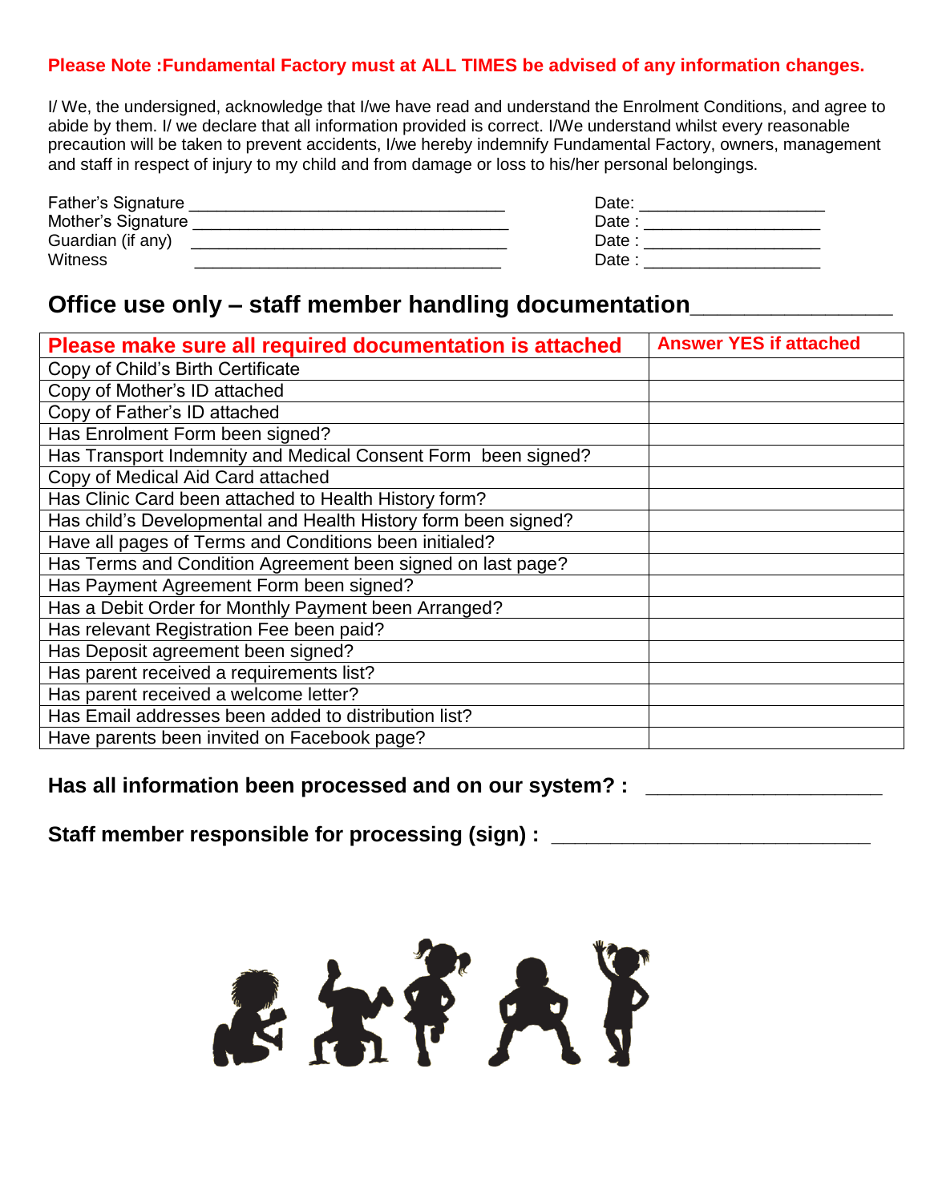**Please Note :Fundamental Factory must at ALL TIMES be advised of any information changes.**

I/ We, the undersigned, acknowledge that I/we have read and understand the Enrolment Conditions, and agree to abide by them. I/ we declare that all information provided is correct. I/We understand whilst every reasonable precaution will be taken to prevent accidents, I/we hereby indemnify Fundamental Factory, owners, management and staff in respect of injury to my child and from damage or loss to his/her personal belongings.

Father's Signature ________________________________ Date: ___________________

Mother's Signature ________________________________ Date : __________________

Guardian (if any) ________________________________ Date : __________________

Witness ________________________________ Date : __________________

## Office use only – staff member handling documentation_______________

| Please make sure all required documentation is attached | Answer YES if attached |
|---|---|
| Copy of Child's Birth Certificate | |
| Copy of Mother's ID attached | |
| Copy of Father's ID attached | |
| Has Enrolment Form been signed? | |
| Has Transport Indemnity and Medical Consent Form been signed? | |
| Copy of Medical Aid Card attached | |
| Has Clinic Card been attached to Health History form? | |
| Has child's Developmental and Health History form been signed? | |
| Have all pages of Terms and Conditions been initialed? | |
| Has Terms and Condition Agreement been signed on last page? | |
| Has Payment Agreement Form been signed? | |
| Has a Debit Order for Monthly Payment been Arranged? | |
| Has relevant Registration Fee been paid? | |
| Has Deposit agreement been signed? | |
| Has parent received a requirements list? | |
| Has parent received a welcome letter? | |
| Has Email addresses been added to distribution list? | |
| Have parents been invited on Facebook page? | |

**Has all information been processed and on our system? :** ____________________

**Staff member responsible for processing (sign) :** ___________________________